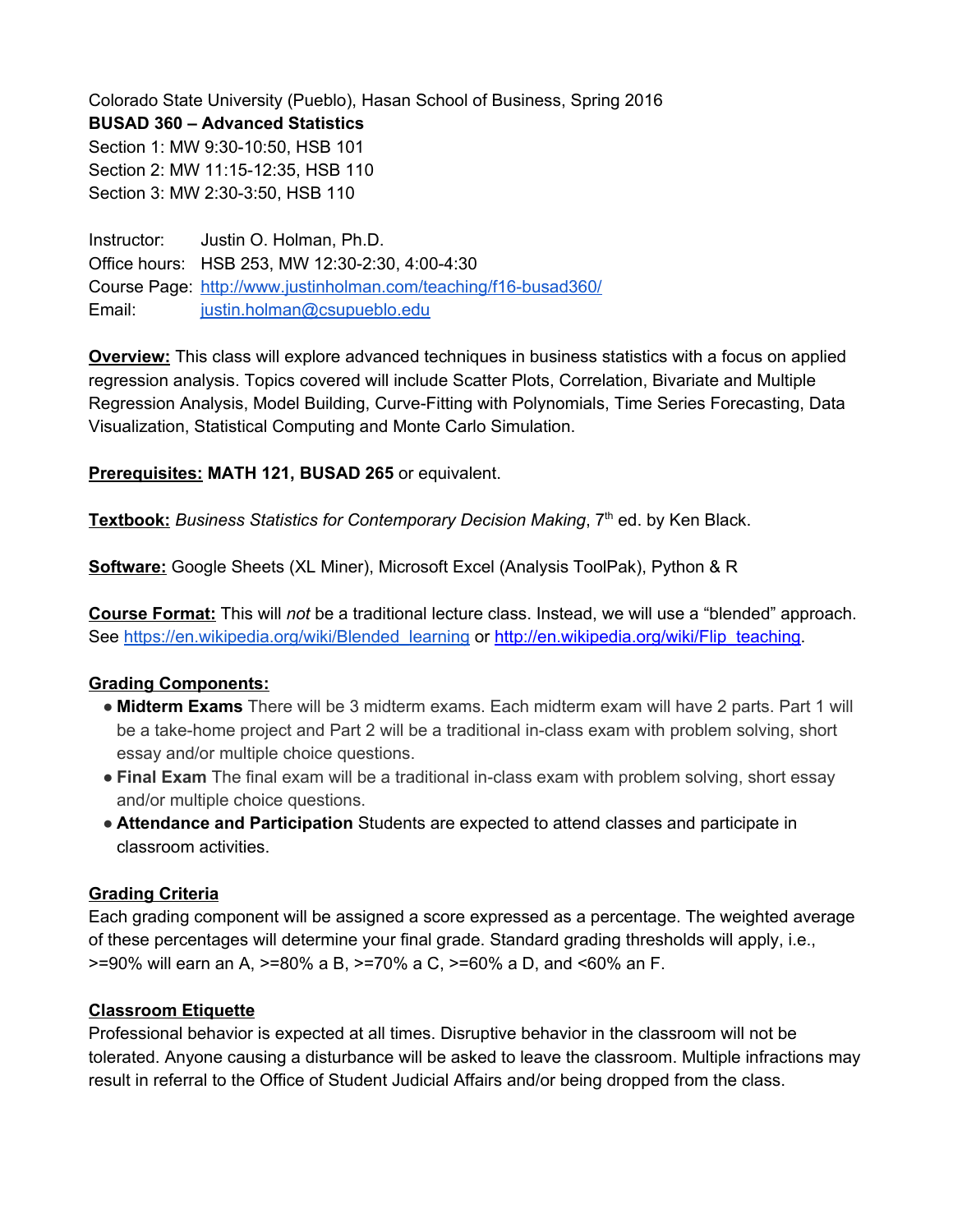Colorado State University (Pueblo), Hasan School of Business, Spring 2016

**BUSAD 360 – Advanced Statistics**

Section 1: MW 9:30-10:50, HSB 101
Section 2: MW 11:15-12:35, HSB 110
Section 3: MW 2:30-3:50, HSB 110

Instructor: Justin O. Holman, Ph.D.
Office hours: HSB 253, MW 12:30-2:30, 4:00-4:30
Course Page: http://www.justinholman.com/teaching/f16-busad360/
Email: justin.holman@csupueblo.edu

**Overview:** This class will explore advanced techniques in business statistics with a focus on applied regression analysis. Topics covered will include Scatter Plots, Correlation, Bivariate and Multiple Regression Analysis, Model Building, Curve-Fitting with Polynomials, Time Series Forecasting, Data Visualization, Statistical Computing and Monte Carlo Simulation.

**Prerequisites:** **MATH 121, BUSAD 265** or equivalent.

**Textbook:** *Business Statistics for Contemporary Decision Making*, 7th ed. by Ken Black.

**Software:** Google Sheets (XL Miner), Microsoft Excel (Analysis ToolPak), Python & R

**Course Format:** This will *not* be a traditional lecture class. Instead, we will use a "blended" approach. See https://en.wikipedia.org/wiki/Blended_learning or http://en.wikipedia.org/wiki/Flip_teaching.

**Grading Components:**

- **Midterm Exams** There will be 3 midterm exams. Each midterm exam will have 2 parts. Part 1 will be a take-home project and Part 2 will be a traditional in-class exam with problem solving, short essay and/or multiple choice questions.
- **Final Exam** The final exam will be a traditional in-class exam with problem solving, short essay and/or multiple choice questions.
- **Attendance and Participation** Students are expected to attend classes and participate in classroom activities.

**Grading Criteria**

Each grading component will be assigned a score expressed as a percentage. The weighted average of these percentages will determine your final grade. Standard grading thresholds will apply, i.e., >=90% will earn an A, >=80% a B, >=70% a C, >=60% a D, and <60% an F.

**Classroom Etiquette**

Professional behavior is expected at all times. Disruptive behavior in the classroom will not be tolerated. Anyone causing a disturbance will be asked to leave the classroom. Multiple infractions may result in referral to the Office of Student Judicial Affairs and/or being dropped from the class.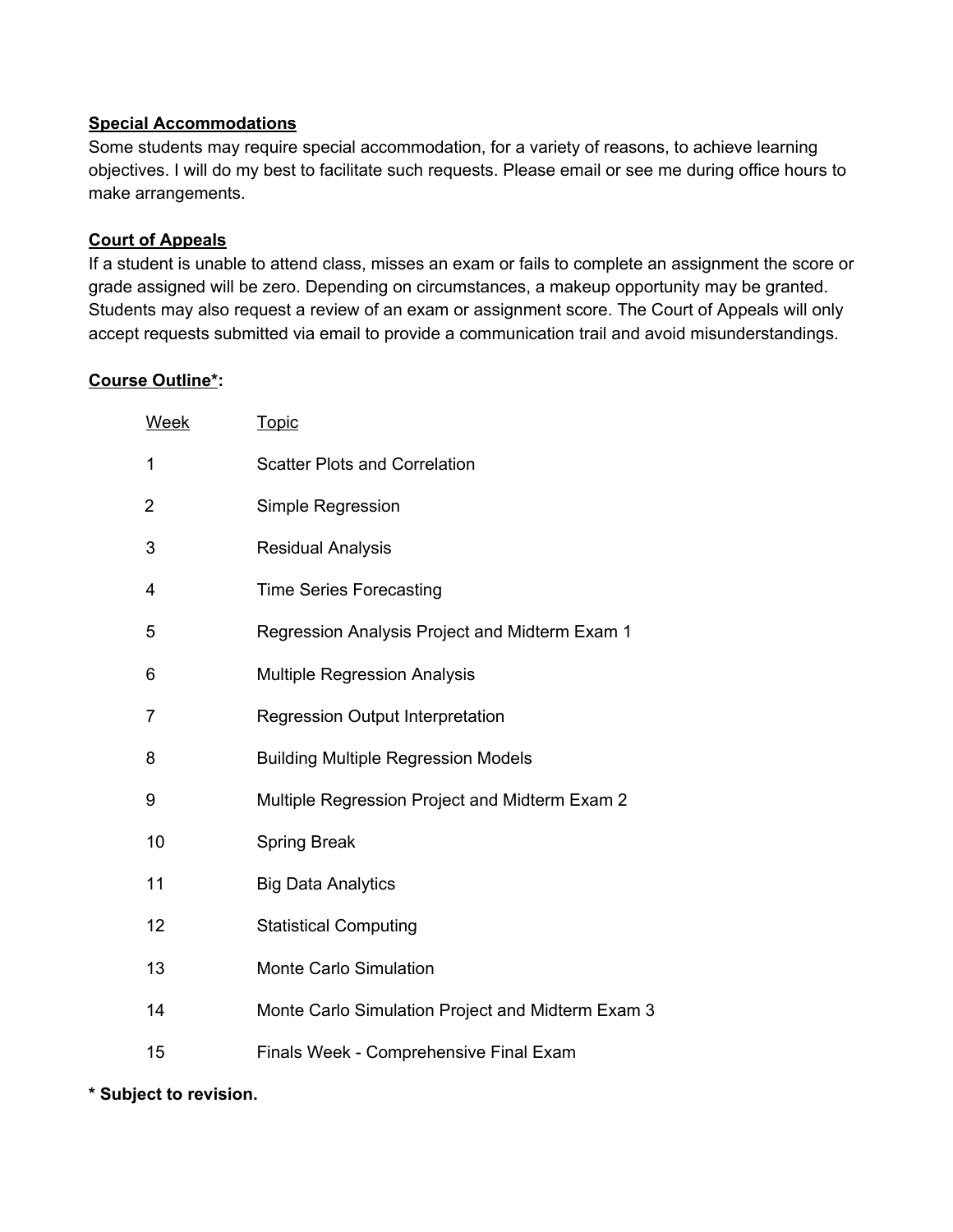**Special Accommodations**

Some students may require special accommodation, for a variety of reasons, to achieve learning objectives. I will do my best to facilitate such requests. Please email or see me during office hours to make arrangements.

**Court of Appeals**

If a student is unable to attend class, misses an exam or fails to complete an assignment the score or grade assigned will be zero. Depending on circumstances, a makeup opportunity may be granted. Students may also request a review of an exam or assignment score. The Court of Appeals will only accept requests submitted via email to provide a communication trail and avoid misunderstandings.

**Course Outline*:**

| Week | Topic |
|---|---|
| 1 | Scatter Plots and Correlation |
| 2 | Simple Regression |
| 3 | Residual Analysis |
| 4 | Time Series Forecasting |
| 5 | Regression Analysis Project and Midterm Exam 1 |
| 6 | Multiple Regression Analysis |
| 7 | Regression Output Interpretation |
| 8 | Building Multiple Regression Models |
| 9 | Multiple Regression Project and Midterm Exam 2 |
| 10 | Spring Break |
| 11 | Big Data Analytics |
| 12 | Statistical Computing |
| 13 | Monte Carlo Simulation |
| 14 | Monte Carlo Simulation Project and Midterm Exam 3 |
| 15 | Finals Week - Comprehensive Final Exam |

**\* Subject to revision.**